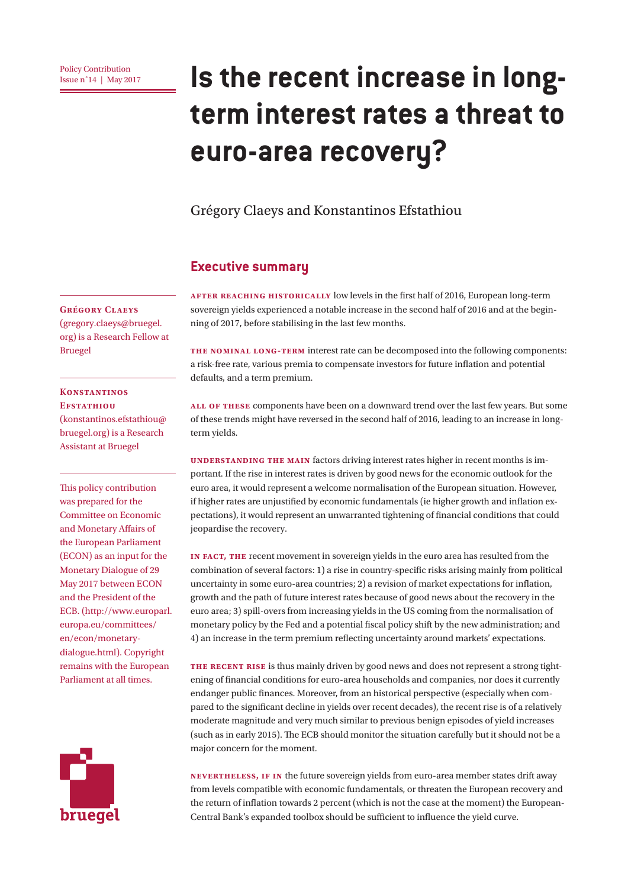Policy Contribution
Issue n˚14 | May 2017

# Is the recent increase in long-term interest rates a threat to euro-area recovery?

Grégory Claeys and Konstantinos Efstathiou

**Grégory Claeys** (gregory.claeys@bruegel.org) is a Research Fellow at Bruegel

**Konstantinos Efstathiou** (konstantinos.efstathiou@bruegel.org) is a Research Assistant at Bruegel

This policy contribution was prepared for the Committee on Economic and Monetary Affairs of the European Parliament (ECON) as an input for the Monetary Dialogue of 29 May 2017 between ECON and the President of the ECB. (http://www.europarl.europa.eu/committees/en/econ/monetary-dialogue.html). Copyright remains with the European Parliament at all times.

## Executive summary

**After reaching historically** low levels in the first half of 2016, European long-term sovereign yields experienced a notable increase in the second half of 2016 and at the beginning of 2017, before stabilising in the last few months.

**The nominal long-term** interest rate can be decomposed into the following components: a risk-free rate, various premia to compensate investors for future inflation and potential defaults, and a term premium.

**All of these** components have been on a downward trend over the last few years. But some of these trends might have reversed in the second half of 2016, leading to an increase in long-term yields.

**Understanding the main** factors driving interest rates higher in recent months is important. If the rise in interest rates is driven by good news for the economic outlook for the euro area, it would represent a welcome normalisation of the European situation. However, if higher rates are unjustified by economic fundamentals (ie higher growth and inflation expectations), it would represent an unwarranted tightening of financial conditions that could jeopardise the recovery.

**In fact, the** recent movement in sovereign yields in the euro area has resulted from the combination of several factors: 1) a rise in country-specific risks arising mainly from political uncertainty in some euro-area countries; 2) a revision of market expectations for inflation, growth and the path of future interest rates because of good news about the recovery in the euro area; 3) spill-overs from increasing yields in the US coming from the normalisation of monetary policy by the Fed and a potential fiscal policy shift by the new administration; and 4) an increase in the term premium reflecting uncertainty around markets' expectations.

**The recent rise** is thus mainly driven by good news and does not represent a strong tightening of financial conditions for euro-area households and companies, nor does it currently endanger public finances. Moreover, from an historical perspective (especially when compared to the significant decline in yields over recent decades), the recent rise is of a relatively moderate magnitude and very much similar to previous benign episodes of yield increases (such as in early 2015). The ECB should monitor the situation carefully but it should not be a major concern for the moment.

**Nevertheless, if in** the future sovereign yields from euro-area member states drift away from levels compatible with economic fundamentals, or threaten the European recovery and the return of inflation towards 2 percent (which is not the case at the moment) the European Central Bank's expanded toolbox should be sufficient to influence the yield curve.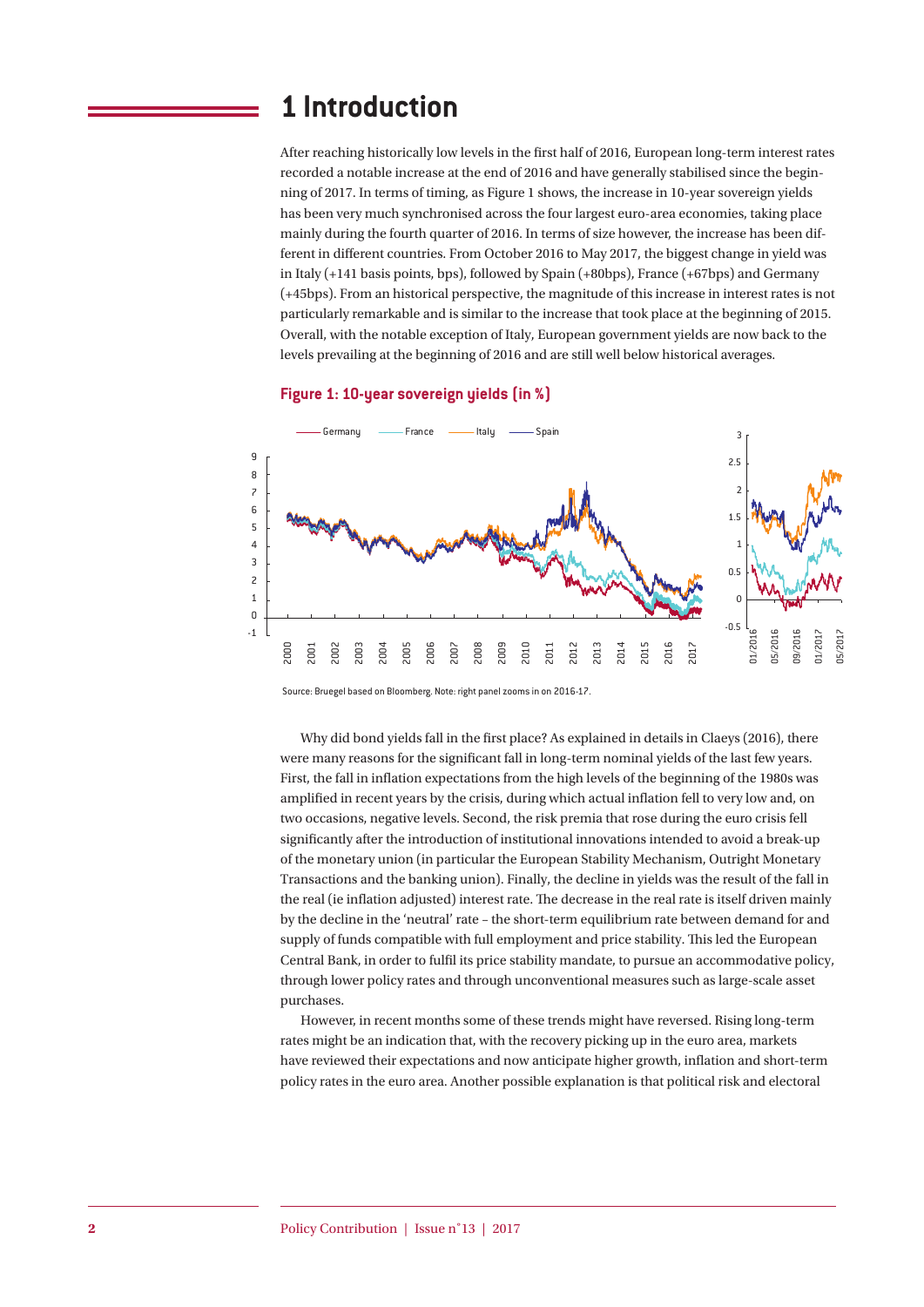# 1 Introduction

After reaching historically low levels in the first half of 2016, European long-term interest rates recorded a notable increase at the end of 2016 and have generally stabilised since the beginning of 2017. In terms of timing, as Figure 1 shows, the increase in 10-year sovereign yields has been very much synchronised across the four largest euro-area economies, taking place mainly during the fourth quarter of 2016. In terms of size however, the increase has been different in different countries. From October 2016 to May 2017, the biggest change in yield was in Italy (+141 basis points, bps), followed by Spain (+80bps), France (+67bps) and Germany (+45bps). From an historical perspective, the magnitude of this increase in interest rates is not particularly remarkable and is similar to the increase that took place at the beginning of 2015. Overall, with the notable exception of Italy, European government yields are now back to the levels prevailing at the beginning of 2016 and are still well below historical averages.

**Figure 1: 10-year sovereign yields (in %)**

Source: Bruegel based on Bloomberg. Note: right panel zooms in on 2016-17.

Why did bond yields fall in the first place? As explained in details in Claeys (2016), there were many reasons for the significant fall in long-term nominal yields of the last few years. First, the fall in inflation expectations from the high levels of the beginning of the 1980s was amplified in recent years by the crisis, during which actual inflation fell to very low and, on two occasions, negative levels. Second, the risk premia that rose during the euro crisis fell significantly after the introduction of institutional innovations intended to avoid a break-up of the monetary union (in particular the European Stability Mechanism, Outright Monetary Transactions and the banking union). Finally, the decline in yields was the result of the fall in the real (ie inflation adjusted) interest rate. The decrease in the real rate is itself driven mainly by the decline in the 'neutral' rate – the short-term equilibrium rate between demand for and supply of funds compatible with full employment and price stability. This led the European Central Bank, in order to fulfil its price stability mandate, to pursue an accommodative policy, through lower policy rates and through unconventional measures such as large-scale asset purchases.

However, in recent months some of these trends might have reversed. Rising long-term rates might be an indication that, with the recovery picking up in the euro area, markets have reviewed their expectations and now anticipate higher growth, inflation and short-term policy rates in the euro area. Another possible explanation is that political risk and electoral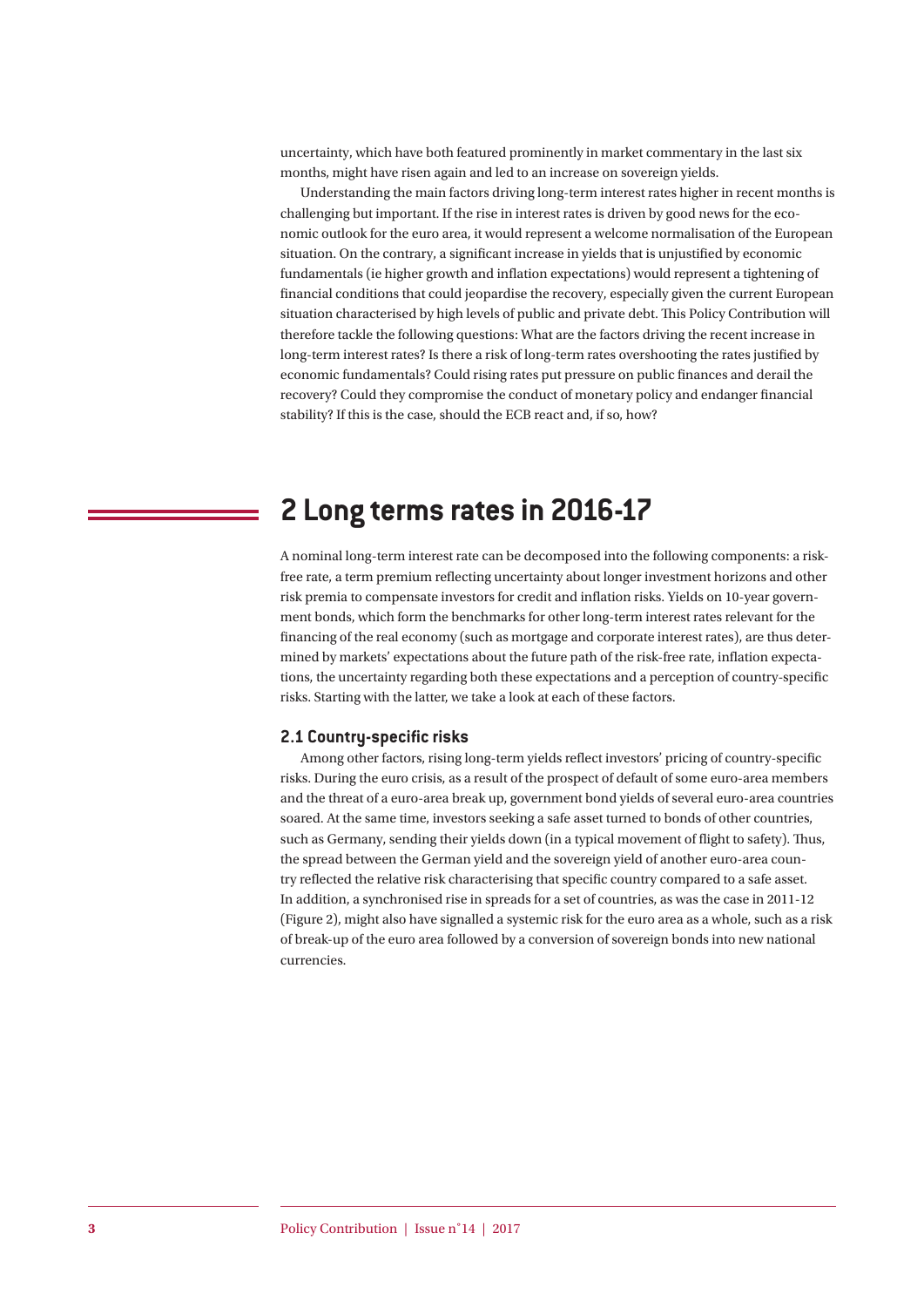uncertainty, which have both featured prominently in market commentary in the last six months, might have risen again and led to an increase on sovereign yields.

Understanding the main factors driving long-term interest rates higher in recent months is challenging but important. If the rise in interest rates is driven by good news for the economic outlook for the euro area, it would represent a welcome normalisation of the European situation. On the contrary, a significant increase in yields that is unjustified by economic fundamentals (ie higher growth and inflation expectations) would represent a tightening of financial conditions that could jeopardise the recovery, especially given the current European situation characterised by high levels of public and private debt. This Policy Contribution will therefore tackle the following questions: What are the factors driving the recent increase in long-term interest rates? Is there a risk of long-term rates overshooting the rates justified by economic fundamentals? Could rising rates put pressure on public finances and derail the recovery? Could they compromise the conduct of monetary policy and endanger financial stability? If this is the case, should the ECB react and, if so, how?

# 2 Long terms rates in 2016-17

A nominal long-term interest rate can be decomposed into the following components: a risk-free rate, a term premium reflecting uncertainty about longer investment horizons and other risk premia to compensate investors for credit and inflation risks. Yields on 10-year government bonds, which form the benchmarks for other long-term interest rates relevant for the financing of the real economy (such as mortgage and corporate interest rates), are thus determined by markets' expectations about the future path of the risk-free rate, inflation expectations, the uncertainty regarding both these expectations and a perception of country-specific risks. Starting with the latter, we take a look at each of these factors.

## 2.1 Country-specific risks

Among other factors, rising long-term yields reflect investors' pricing of country-specific risks. During the euro crisis, as a result of the prospect of default of some euro-area members and the threat of a euro-area break up, government bond yields of several euro-area countries soared. At the same time, investors seeking a safe asset turned to bonds of other countries, such as Germany, sending their yields down (in a typical movement of flight to safety). Thus, the spread between the German yield and the sovereign yield of another euro-area country reflected the relative risk characterising that specific country compared to a safe asset. In addition, a synchronised rise in spreads for a set of countries, as was the case in 2011-12 (Figure 2), might also have signalled a systemic risk for the euro area as a whole, such as a risk of break-up of the euro area followed by a conversion of sovereign bonds into new national currencies.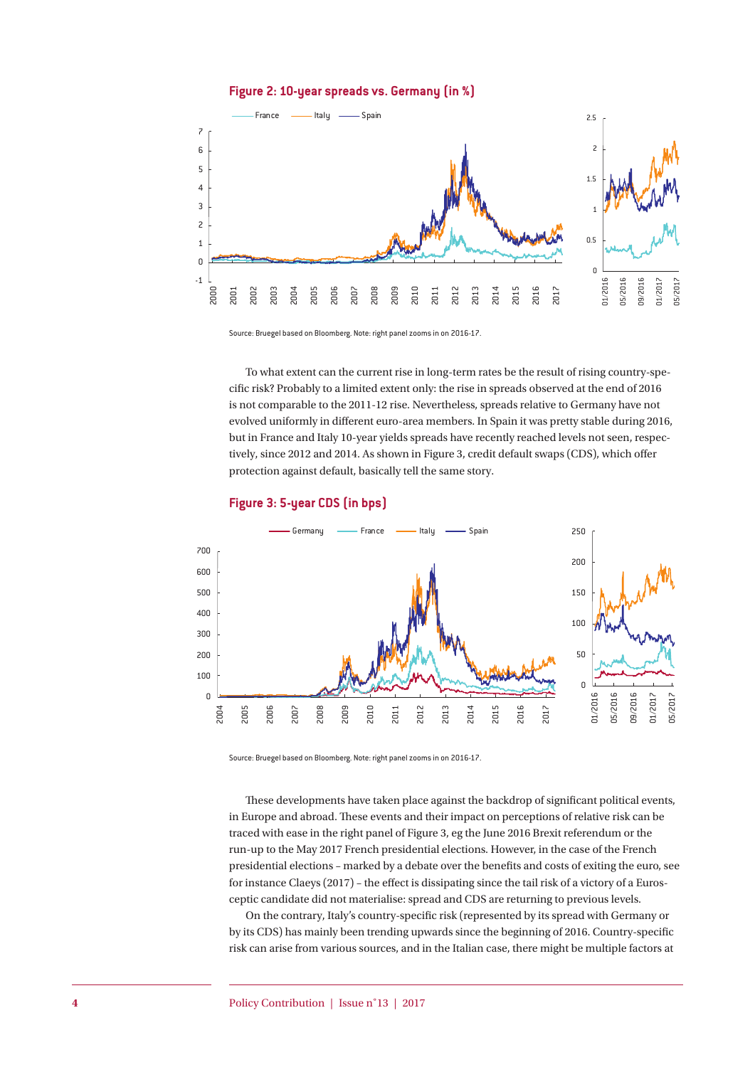**Figure 2: 10-year spreads vs. Germany (in %)**

Source: Bruegel based on Bloomberg. Note: right panel zooms in on 2016-17.

To what extent can the current rise in long-term rates be the result of rising country-specific risk? Probably to a limited extent only: the rise in spreads observed at the end of 2016 is not comparable to the 2011-12 rise. Nevertheless, spreads relative to Germany have not evolved uniformly in different euro-area members. In Spain it was pretty stable during 2016, but in France and Italy 10-year yields spreads have recently reached levels not seen, respectively, since 2012 and 2014. As shown in Figure 3, credit default swaps (CDS), which offer protection against default, basically tell the same story.

**Figure 3: 5-year CDS (in bps)**

Source: Bruegel based on Bloomberg. Note: right panel zooms in on 2016-17.

These developments have taken place against the backdrop of significant political events, in Europe and abroad. These events and their impact on perceptions of relative risk can be traced with ease in the right panel of Figure 3, eg the June 2016 Brexit referendum or the run-up to the May 2017 French presidential elections. However, in the case of the French presidential elections – marked by a debate over the benefits and costs of exiting the euro, see for instance Claeys (2017) – the effect is dissipating since the tail risk of a victory of a Eurosceptic candidate did not materialise: spread and CDS are returning to previous levels.

On the contrary, Italy's country-specific risk (represented by its spread with Germany or by its CDS) has mainly been trending upwards since the beginning of 2016. Country-specific risk can arise from various sources, and in the Italian case, there might be multiple factors at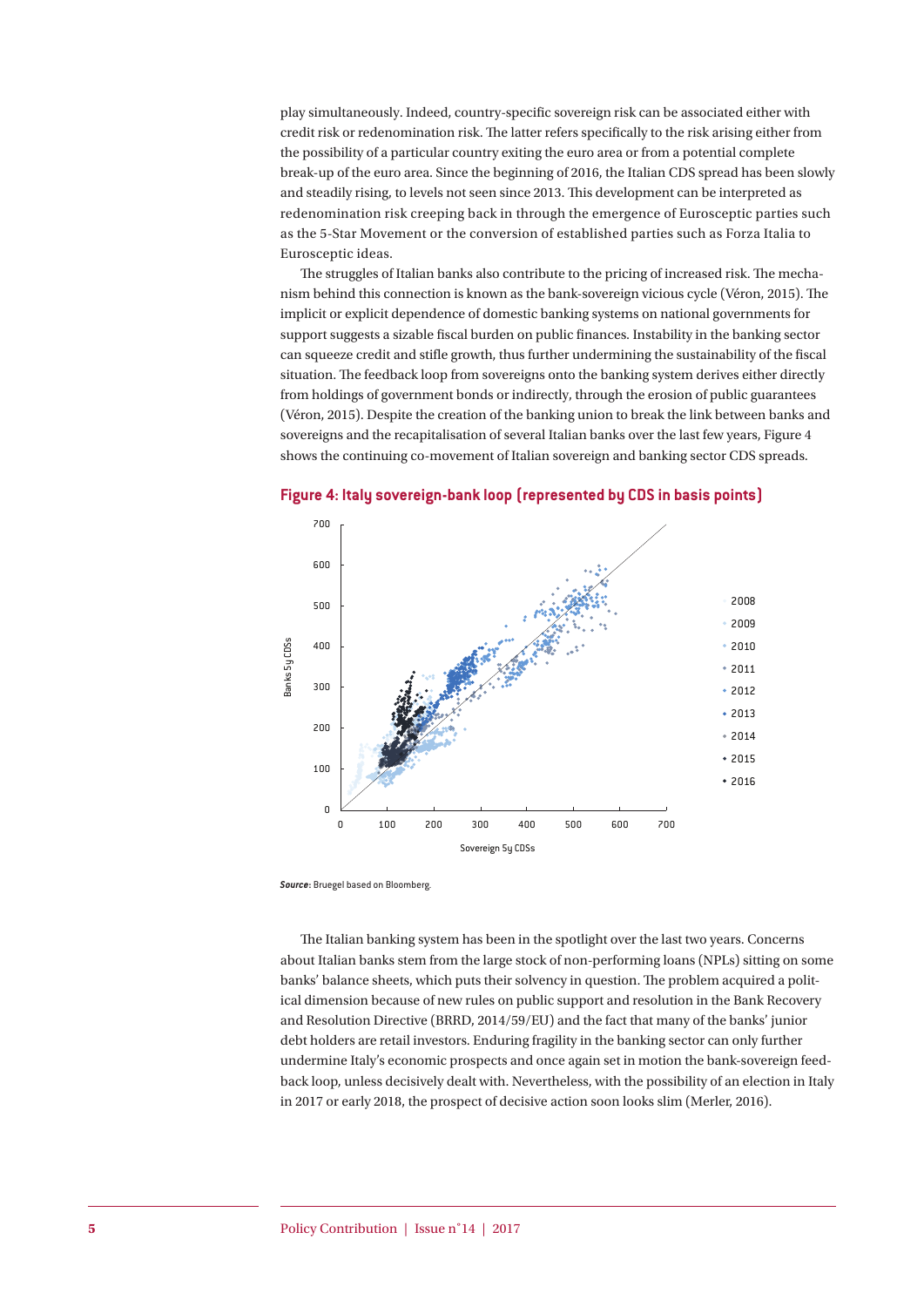play simultaneously. Indeed, country-specific sovereign risk can be associated either with credit risk or redenomination risk. The latter refers specifically to the risk arising either from the possibility of a particular country exiting the euro area or from a potential complete break-up of the euro area. Since the beginning of 2016, the Italian CDS spread has been slowly and steadily rising, to levels not seen since 2013. This development can be interpreted as redenomination risk creeping back in through the emergence of Eurosceptic parties such as the 5-Star Movement or the conversion of established parties such as Forza Italia to Eurosceptic ideas.

The struggles of Italian banks also contribute to the pricing of increased risk. The mechanism behind this connection is known as the bank-sovereign vicious cycle (Véron, 2015). The implicit or explicit dependence of domestic banking systems on national governments for support suggests a sizable fiscal burden on public finances. Instability in the banking sector can squeeze credit and stifle growth, thus further undermining the sustainability of the fiscal situation. The feedback loop from sovereigns onto the banking system derives either directly from holdings of government bonds or indirectly, through the erosion of public guarantees (Véron, 2015). Despite the creation of the banking union to break the link between banks and sovereigns and the recapitalisation of several Italian banks over the last few years, Figure 4 shows the continuing co-movement of Italian sovereign and banking sector CDS spreads.

**Figure 4: Italy sovereign-bank loop (represented by CDS in basis points)**

***Source***: Bruegel based on Bloomberg.

The Italian banking system has been in the spotlight over the last two years. Concerns about Italian banks stem from the large stock of non-performing loans (NPLs) sitting on some banks' balance sheets, which puts their solvency in question. The problem acquired a political dimension because of new rules on public support and resolution in the Bank Recovery and Resolution Directive (BRRD, 2014/59/EU) and the fact that many of the banks' junior debt holders are retail investors. Enduring fragility in the banking sector can only further undermine Italy's economic prospects and once again set in motion the bank-sovereign feedback loop, unless decisively dealt with. Nevertheless, with the possibility of an election in Italy in 2017 or early 2018, the prospect of decisive action soon looks slim (Merler, 2016).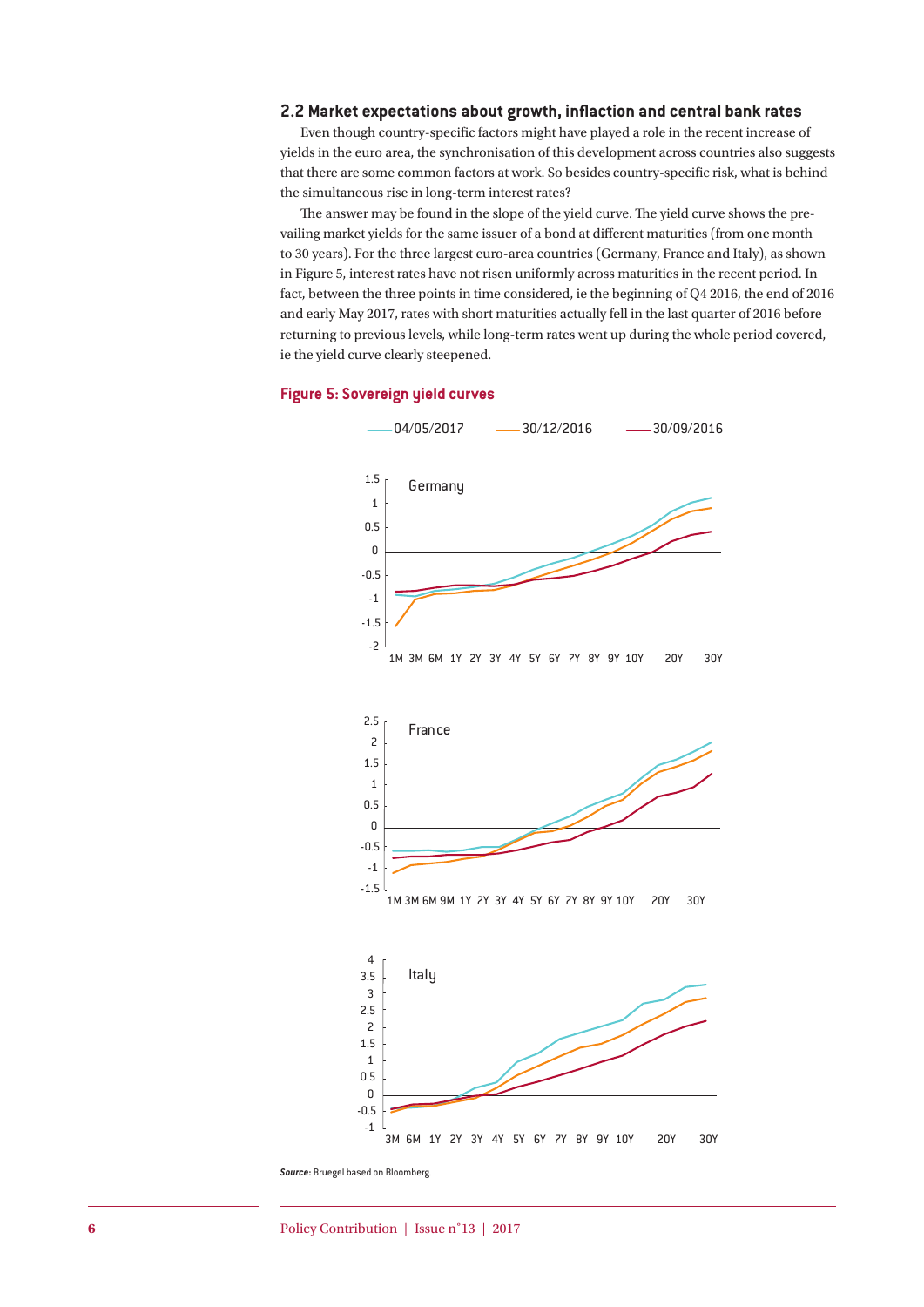## 2.2 Market expectations about growth, inflaction and central bank rates

Even though country-specific factors might have played a role in the recent increase of yields in the euro area, the synchronisation of this development across countries also suggests that there are some common factors at work. So besides country-specific risk, what is behind the simultaneous rise in long-term interest rates?

The answer may be found in the slope of the yield curve. The yield curve shows the prevailing market yields for the same issuer of a bond at different maturities (from one month to 30 years). For the three largest euro-area countries (Germany, France and Italy), as shown in Figure 5, interest rates have not risen uniformly across maturities in the recent period. In fact, between the three points in time considered, ie the beginning of Q4 2016, the end of 2016 and early May 2017, rates with short maturities actually fell in the last quarter of 2016 before returning to previous levels, while long-term rates went up during the whole period covered, ie the yield curve clearly steepened.

**Figure 5: Sovereign yield curves**

***Source***: Bruegel based on Bloomberg.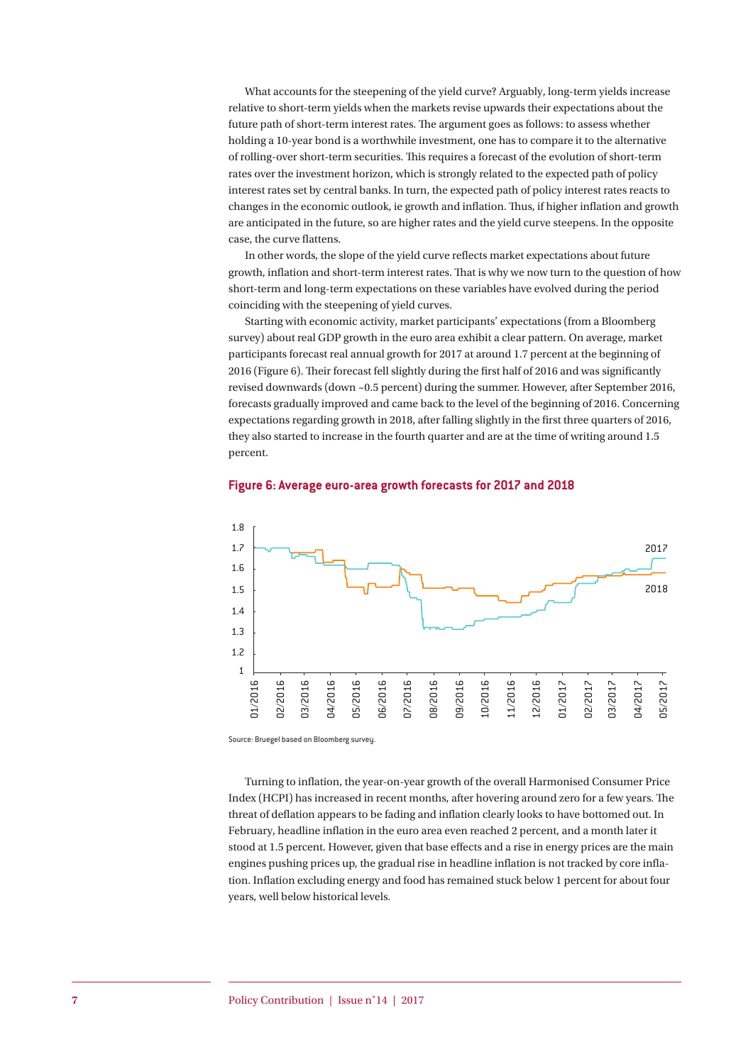What accounts for the steepening of the yield curve? Arguably, long-term yields increase relative to short-term yields when the markets revise upwards their expectations about the future path of short-term interest rates. The argument goes as follows: to assess whether holding a 10-year bond is a worthwhile investment, one has to compare it to the alternative of rolling-over short-term securities. This requires a forecast of the evolution of short-term rates over the investment horizon, which is strongly related to the expected path of policy interest rates set by central banks. In turn, the expected path of policy interest rates reacts to changes in the economic outlook, ie growth and inflation. Thus, if higher inflation and growth are anticipated in the future, so are higher rates and the yield curve steepens. In the opposite case, the curve flattens.

In other words, the slope of the yield curve reflects market expectations about future growth, inflation and short-term interest rates. That is why we now turn to the question of how short-term and long-term expectations on these variables have evolved during the period coinciding with the steepening of yield curves.

Starting with economic activity, market participants' expectations (from a Bloomberg survey) about real GDP growth in the euro area exhibit a clear pattern. On average, market participants forecast real annual growth for 2017 at around 1.7 percent at the beginning of 2016 (Figure 6). Their forecast fell slightly during the first half of 2016 and was significantly revised downwards (down ~0.5 percent) during the summer. However, after September 2016, forecasts gradually improved and came back to the level of the beginning of 2016. Concerning expectations regarding growth in 2018, after falling slightly in the first three quarters of 2016, they also started to increase in the fourth quarter and are at the time of writing around 1.5 percent.

**Figure 6: Average euro-area growth forecasts for 2017 and 2018**

Source: Bruegel based on Bloomberg survey.

Turning to inflation, the year-on-year growth of the overall Harmonised Consumer Price Index (HCPI) has increased in recent months, after hovering around zero for a few years. The threat of deflation appears to be fading and inflation clearly looks to have bottomed out. In February, headline inflation in the euro area even reached 2 percent, and a month later it stood at 1.5 percent. However, given that base effects and a rise in energy prices are the main engines pushing prices up, the gradual rise in headline inflation is not tracked by core inflation. Inflation excluding energy and food has remained stuck below 1 percent for about four years, well below historical levels.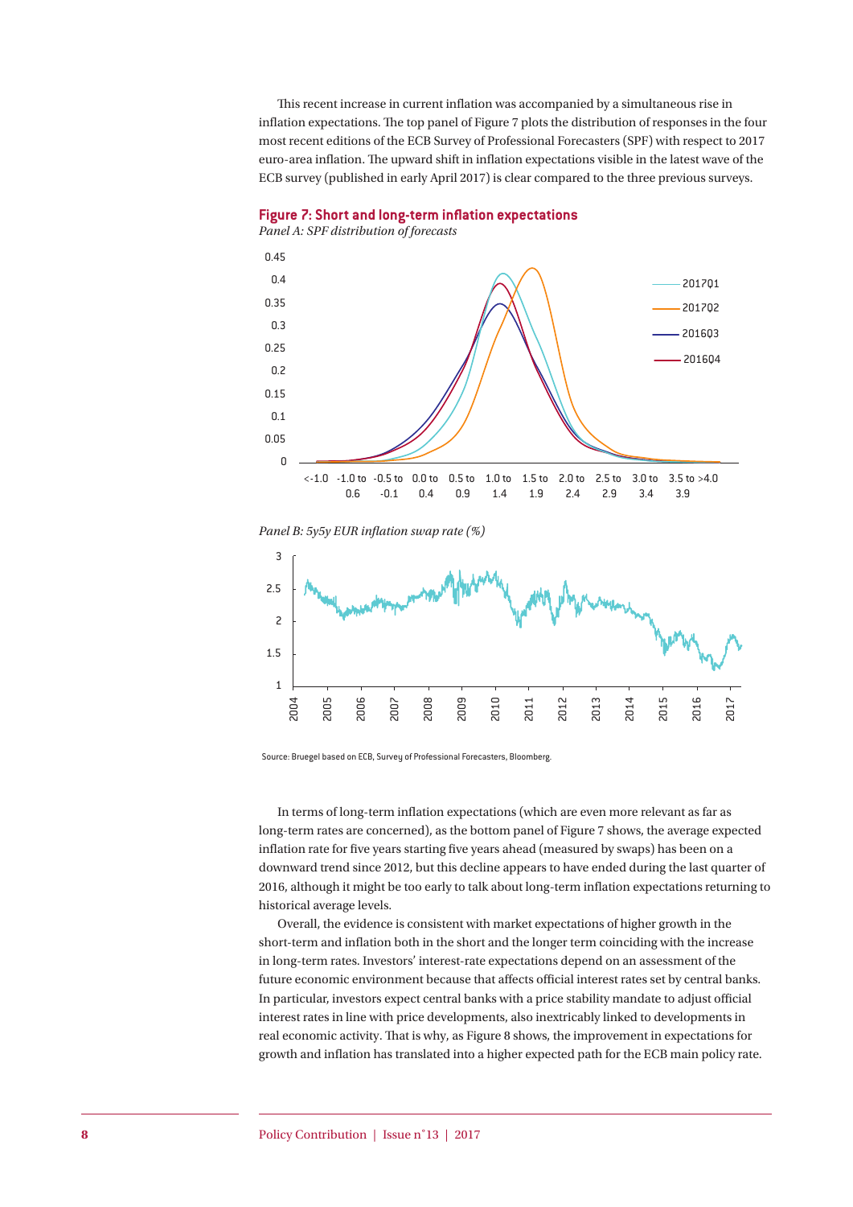This recent increase in current inflation was accompanied by a simultaneous rise in inflation expectations. The top panel of Figure 7 plots the distribution of responses in the four most recent editions of the ECB Survey of Professional Forecasters (SPF) with respect to 2017 euro-area inflation. The upward shift in inflation expectations visible in the latest wave of the ECB survey (published in early April 2017) is clear compared to the three previous surveys.

**Figure 7: Short and long-term inflation expectations**

*Panel A: SPF distribution of forecasts*

*Panel B: 5y5y EUR inflation swap rate (%)*

Source: Bruegel based on ECB, Survey of Professional Forecasters, Bloomberg.

In terms of long-term inflation expectations (which are even more relevant as far as long-term rates are concerned), as the bottom panel of Figure 7 shows, the average expected inflation rate for five years starting five years ahead (measured by swaps) has been on a downward trend since 2012, but this decline appears to have ended during the last quarter of 2016, although it might be too early to talk about long-term inflation expectations returning to historical average levels.

Overall, the evidence is consistent with market expectations of higher growth in the short-term and inflation both in the short and the longer term coinciding with the increase in long-term rates. Investors' interest-rate expectations depend on an assessment of the future economic environment because that affects official interest rates set by central banks. In particular, investors expect central banks with a price stability mandate to adjust official interest rates in line with price developments, also inextricably linked to developments in real economic activity. That is why, as Figure 8 shows, the improvement in expectations for growth and inflation has translated into a higher expected path for the ECB main policy rate.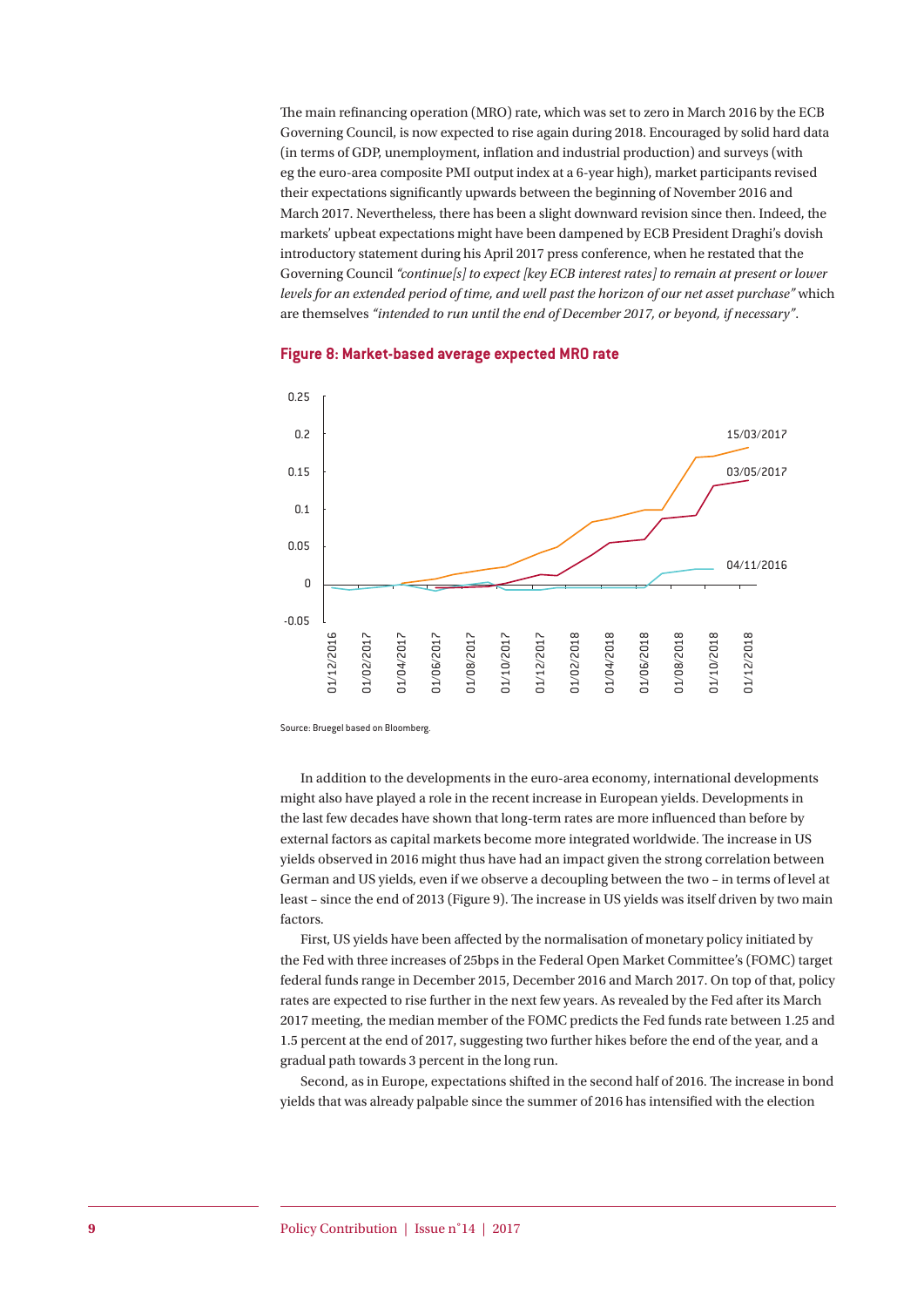The main refinancing operation (MRO) rate, which was set to zero in March 2016 by the ECB Governing Council, is now expected to rise again during 2018. Encouraged by solid hard data (in terms of GDP, unemployment, inflation and industrial production) and surveys (with eg the euro-area composite PMI output index at a 6-year high), market participants revised their expectations significantly upwards between the beginning of November 2016 and March 2017. Nevertheless, there has been a slight downward revision since then. Indeed, the markets' upbeat expectations might have been dampened by ECB President Draghi's dovish introductory statement during his April 2017 press conference, when he restated that the Governing Council *"continue[s] to expect [key ECB interest rates] to remain at present or lower levels for an extended period of time, and well past the horizon of our net asset purchase"* which are themselves *"intended to run until the end of December 2017, or beyond, if necessary"*.

**Figure 8: Market-based average expected MRO rate**

Source: Bruegel based on Bloomberg.

In addition to the developments in the euro-area economy, international developments might also have played a role in the recent increase in European yields. Developments in the last few decades have shown that long-term rates are more influenced than before by external factors as capital markets become more integrated worldwide. The increase in US yields observed in 2016 might thus have had an impact given the strong correlation between German and US yields, even if we observe a decoupling between the two – in terms of level at least – since the end of 2013 (Figure 9). The increase in US yields was itself driven by two main factors.

First, US yields have been affected by the normalisation of monetary policy initiated by the Fed with three increases of 25bps in the Federal Open Market Committee's (FOMC) target federal funds range in December 2015, December 2016 and March 2017. On top of that, policy rates are expected to rise further in the next few years. As revealed by the Fed after its March 2017 meeting, the median member of the FOMC predicts the Fed funds rate between 1.25 and 1.5 percent at the end of 2017, suggesting two further hikes before the end of the year, and a gradual path towards 3 percent in the long run.

Second, as in Europe, expectations shifted in the second half of 2016. The increase in bond yields that was already palpable since the summer of 2016 has intensified with the election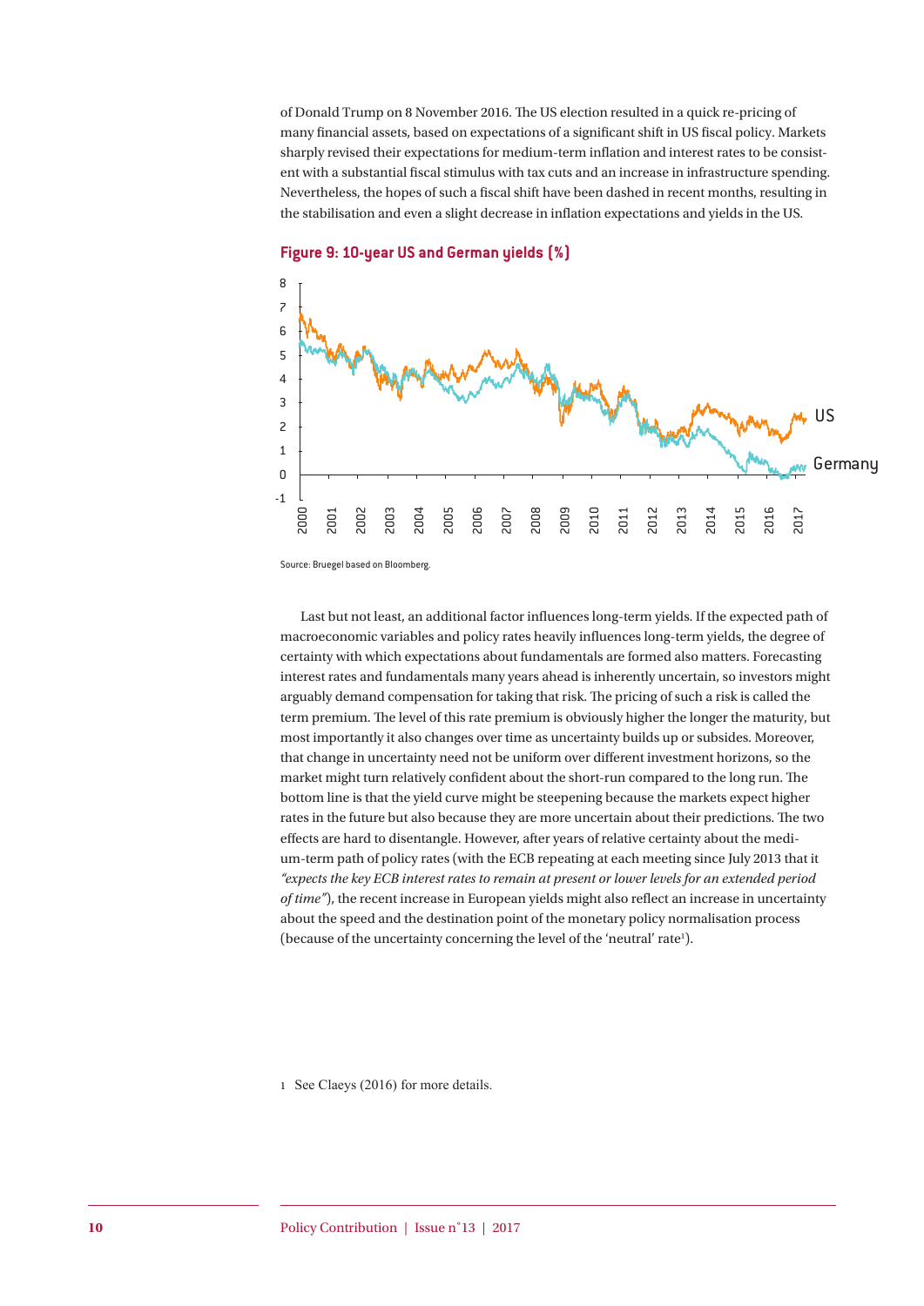of Donald Trump on 8 November 2016. The US election resulted in a quick re-pricing of many financial assets, based on expectations of a significant shift in US fiscal policy. Markets sharply revised their expectations for medium-term inflation and interest rates to be consistent with a substantial fiscal stimulus with tax cuts and an increase in infrastructure spending. Nevertheless, the hopes of such a fiscal shift have been dashed in recent months, resulting in the stabilisation and even a slight decrease in inflation expectations and yields in the US.

**Figure 9: 10-year US and German yields (%)**

Source: Bruegel based on Bloomberg.

Last but not least, an additional factor influences long-term yields. If the expected path of macroeconomic variables and policy rates heavily influences long-term yields, the degree of certainty with which expectations about fundamentals are formed also matters. Forecasting interest rates and fundamentals many years ahead is inherently uncertain, so investors might arguably demand compensation for taking that risk. The pricing of such a risk is called the term premium. The level of this rate premium is obviously higher the longer the maturity, but most importantly it also changes over time as uncertainty builds up or subsides. Moreover, that change in uncertainty need not be uniform over different investment horizons, so the market might turn relatively confident about the short-run compared to the long run. The bottom line is that the yield curve might be steepening because the markets expect higher rates in the future but also because they are more uncertain about their predictions. The two effects are hard to disentangle. However, after years of relative certainty about the medium-term path of policy rates (with the ECB repeating at each meeting since July 2013 that it *"expects the key ECB interest rates to remain at present or lower levels for an extended period of time"*), the recent increase in European yields might also reflect an increase in uncertainty about the speed and the destination point of the monetary policy normalisation process (because of the uncertainty concerning the level of the 'neutral' rate[1]).

1 See Claeys (2016) for more details.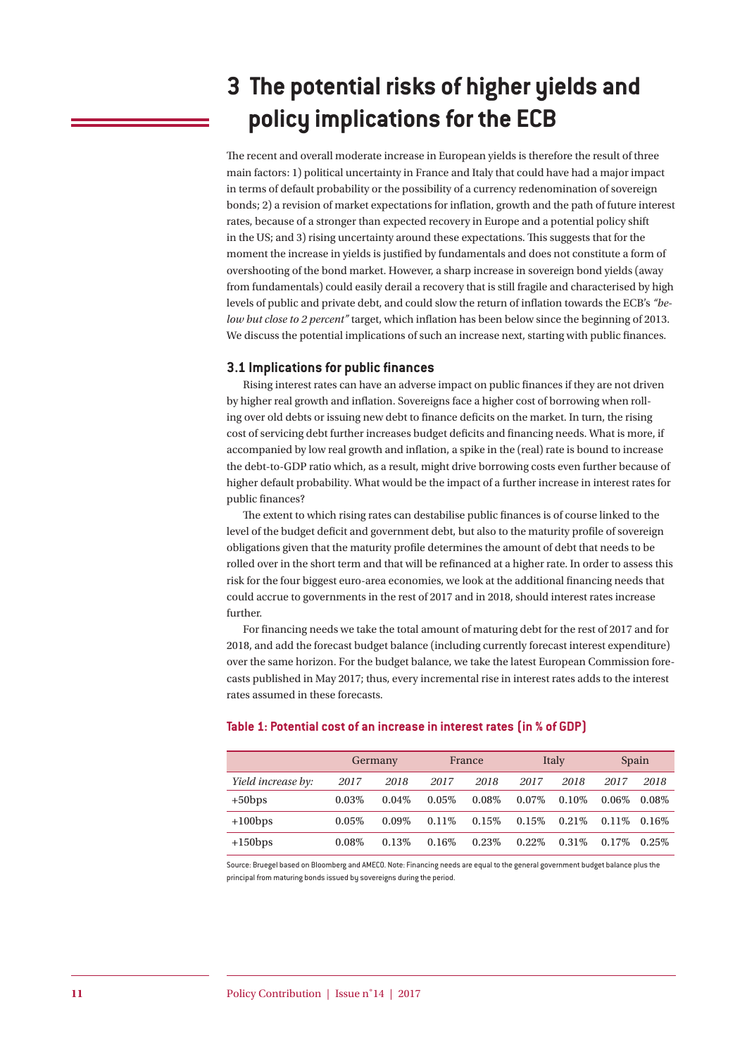# 3 The potential risks of higher yields and policy implications for the ECB

The recent and overall moderate increase in European yields is therefore the result of three main factors: 1) political uncertainty in France and Italy that could have had a major impact in terms of default probability or the possibility of a currency redenomination of sovereign bonds; 2) a revision of market expectations for inflation, growth and the path of future interest rates, because of a stronger than expected recovery in Europe and a potential policy shift in the US; and 3) rising uncertainty around these expectations. This suggests that for the moment the increase in yields is justified by fundamentals and does not constitute a form of overshooting of the bond market. However, a sharp increase in sovereign bond yields (away from fundamentals) could easily derail a recovery that is still fragile and characterised by high levels of public and private debt, and could slow the return of inflation towards the ECB's *"below but close to 2 percent"* target, which inflation has been below since the beginning of 2013. We discuss the potential implications of such an increase next, starting with public finances.

### 3.1 Implications for public finances

Rising interest rates can have an adverse impact on public finances if they are not driven by higher real growth and inflation. Sovereigns face a higher cost of borrowing when rolling over old debts or issuing new debt to finance deficits on the market. In turn, the rising cost of servicing debt further increases budget deficits and financing needs. What is more, if accompanied by low real growth and inflation, a spike in the (real) rate is bound to increase the debt-to-GDP ratio which, as a result, might drive borrowing costs even further because of higher default probability. What would be the impact of a further increase in interest rates for public finances?

The extent to which rising rates can destabilise public finances is of course linked to the level of the budget deficit and government debt, but also to the maturity profile of sovereign obligations given that the maturity profile determines the amount of debt that needs to be rolled over in the short term and that will be refinanced at a higher rate. In order to assess this risk for the four biggest euro-area economies, we look at the additional financing needs that could accrue to governments in the rest of 2017 and in 2018, should interest rates increase further.

For financing needs we take the total amount of maturing debt for the rest of 2017 and for 2018, and add the forecast budget balance (including currently forecast interest expenditure) over the same horizon. For the budget balance, we take the latest European Commission forecasts published in May 2017; thus, every incremental rise in interest rates adds to the interest rates assumed in these forecasts.

**Table 1: Potential cost of an increase in interest rates (in % of GDP)**

| | Germany | | France | | Italy | | Spain | |
|---|---|---|---|---|---|---|---|---|
| *Yield increase by:* | *2017* | *2018* | *2017* | *2018* | *2017* | *2018* | *2017* | *2018* |
| +50bps | 0.03% | 0.04% | 0.05% | 0.08% | 0.07% | 0.10% | 0.06% | 0.08% |
| +100bps | 0.05% | 0.09% | 0.11% | 0.15% | 0.15% | 0.21% | 0.11% | 0.16% |
| +150bps | 0.08% | 0.13% | 0.16% | 0.23% | 0.22% | 0.31% | 0.17% | 0.25% |

Source: Bruegel based on Bloomberg and AMECO. Note: Financing needs are equal to the general government budget balance plus the principal from maturing bonds issued by sovereigns during the period.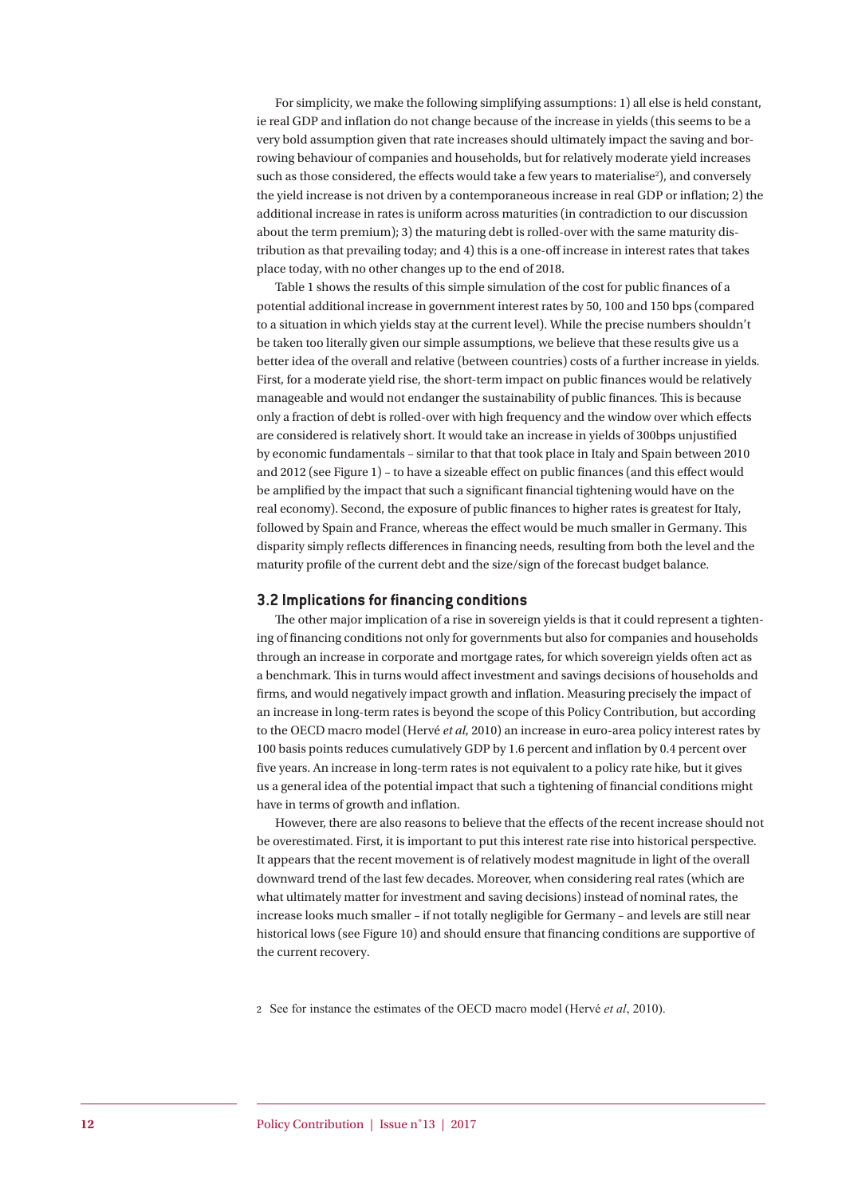For simplicity, we make the following simplifying assumptions: 1) all else is held constant, ie real GDP and inflation do not change because of the increase in yields (this seems to be a very bold assumption given that rate increases should ultimately impact the saving and borrowing behaviour of companies and households, but for relatively moderate yield increases such as those considered, the effects would take a few years to materialise[2]), and conversely the yield increase is not driven by a contemporaneous increase in real GDP or inflation; 2) the additional increase in rates is uniform across maturities (in contradiction to our discussion about the term premium); 3) the maturing debt is rolled-over with the same maturity distribution as that prevailing today; and 4) this is a one-off increase in interest rates that takes place today, with no other changes up to the end of 2018.

Table 1 shows the results of this simple simulation of the cost for public finances of a potential additional increase in government interest rates by 50, 100 and 150 bps (compared to a situation in which yields stay at the current level). While the precise numbers shouldn't be taken too literally given our simple assumptions, we believe that these results give us a better idea of the overall and relative (between countries) costs of a further increase in yields. First, for a moderate yield rise, the short-term impact on public finances would be relatively manageable and would not endanger the sustainability of public finances. This is because only a fraction of debt is rolled-over with high frequency and the window over which effects are considered is relatively short. It would take an increase in yields of 300bps unjustified by economic fundamentals – similar to that that took place in Italy and Spain between 2010 and 2012 (see Figure 1) – to have a sizeable effect on public finances (and this effect would be amplified by the impact that such a significant financial tightening would have on the real economy). Second, the exposure of public finances to higher rates is greatest for Italy, followed by Spain and France, whereas the effect would be much smaller in Germany. This disparity simply reflects differences in financing needs, resulting from both the level and the maturity profile of the current debt and the size/sign of the forecast budget balance.

### 3.2 Implications for financing conditions

The other major implication of a rise in sovereign yields is that it could represent a tightening of financing conditions not only for governments but also for companies and households through an increase in corporate and mortgage rates, for which sovereign yields often act as a benchmark. This in turns would affect investment and savings decisions of households and firms, and would negatively impact growth and inflation. Measuring precisely the impact of an increase in long-term rates is beyond the scope of this Policy Contribution, but according to the OECD macro model (Hervé *et al*, 2010) an increase in euro-area policy interest rates by 100 basis points reduces cumulatively GDP by 1.6 percent and inflation by 0.4 percent over five years. An increase in long-term rates is not equivalent to a policy rate hike, but it gives us a general idea of the potential impact that such a tightening of financial conditions might have in terms of growth and inflation.

However, there are also reasons to believe that the effects of the recent increase should not be overestimated. First, it is important to put this interest rate rise into historical perspective. It appears that the recent movement is of relatively modest magnitude in light of the overall downward trend of the last few decades. Moreover, when considering real rates (which are what ultimately matter for investment and saving decisions) instead of nominal rates, the increase looks much smaller – if not totally negligible for Germany – and levels are still near historical lows (see Figure 10) and should ensure that financing conditions are supportive of the current recovery.

2 See for instance the estimates of the OECD macro model (Hervé *et al*, 2010).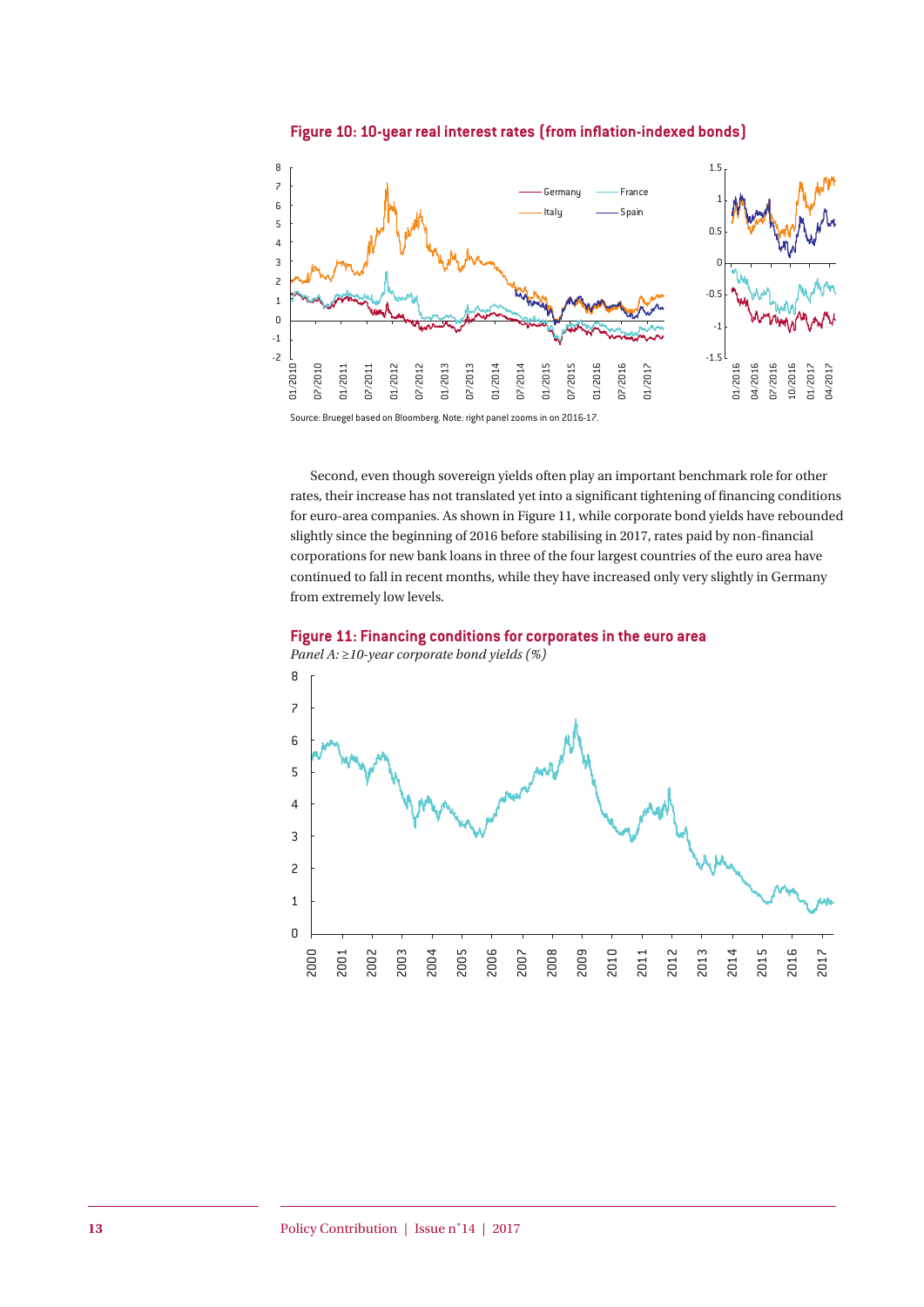**Figure 10: 10-year real interest rates (from inflation-indexed bonds)**

Source: Bruegel based on Bloomberg. Note: right panel zooms in on 2016-17.

Second, even though sovereign yields often play an important benchmark role for other rates, their increase has not translated yet into a significant tightening of financing conditions for euro-area companies. As shown in Figure 11, while corporate bond yields have rebounded slightly since the beginning of 2016 before stabilising in 2017, rates paid by non-financial corporations for new bank loans in three of the four largest countries of the euro area have continued to fall in recent months, while they have increased only very slightly in Germany from extremely low levels.

**Figure 11: Financing conditions for corporates in the euro area**

*Panel A: ≥10-year corporate bond yields (%)*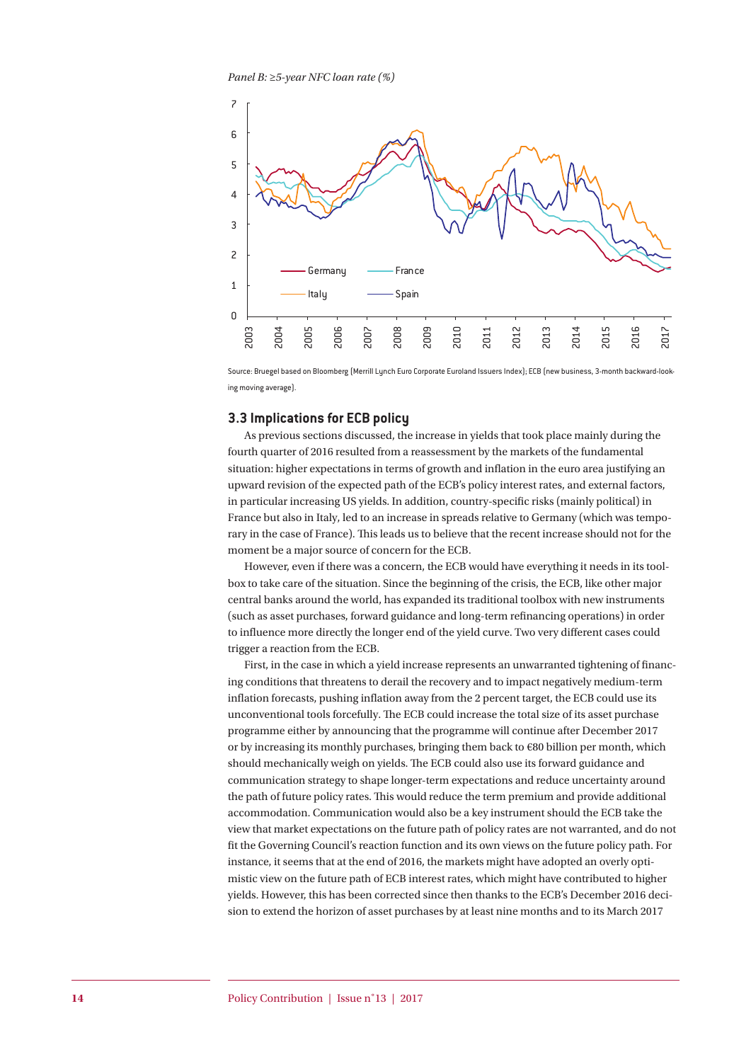*Panel B: ≥5-year NFC loan rate (%)*

Source: Bruegel based on Bloomberg (Merrill Lynch Euro Corporate Euroland Issuers Index); ECB (new business, 3-month backward-looking moving average).

### 3.3 Implications for ECB policy

As previous sections discussed, the increase in yields that took place mainly during the fourth quarter of 2016 resulted from a reassessment by the markets of the fundamental situation: higher expectations in terms of growth and inflation in the euro area justifying an upward revision of the expected path of the ECB's policy interest rates, and external factors, in particular increasing US yields. In addition, country-specific risks (mainly political) in France but also in Italy, led to an increase in spreads relative to Germany (which was temporary in the case of France). This leads us to believe that the recent increase should not for the moment be a major source of concern for the ECB.

However, even if there was a concern, the ECB would have everything it needs in its toolbox to take care of the situation. Since the beginning of the crisis, the ECB, like other major central banks around the world, has expanded its traditional toolbox with new instruments (such as asset purchases, forward guidance and long-term refinancing operations) in order to influence more directly the longer end of the yield curve. Two very different cases could trigger a reaction from the ECB.

First, in the case in which a yield increase represents an unwarranted tightening of financing conditions that threatens to derail the recovery and to impact negatively medium-term inflation forecasts, pushing inflation away from the 2 percent target, the ECB could use its unconventional tools forcefully. The ECB could increase the total size of its asset purchase programme either by announcing that the programme will continue after December 2017 or by increasing its monthly purchases, bringing them back to €80 billion per month, which should mechanically weigh on yields. The ECB could also use its forward guidance and communication strategy to shape longer-term expectations and reduce uncertainty around the path of future policy rates. This would reduce the term premium and provide additional accommodation. Communication would also be a key instrument should the ECB take the view that market expectations on the future path of policy rates are not warranted, and do not fit the Governing Council's reaction function and its own views on the future policy path. For instance, it seems that at the end of 2016, the markets might have adopted an overly optimistic view on the future path of ECB interest rates, which might have contributed to higher yields. However, this has been corrected since then thanks to the ECB's December 2016 decision to extend the horizon of asset purchases by at least nine months and to its March 2017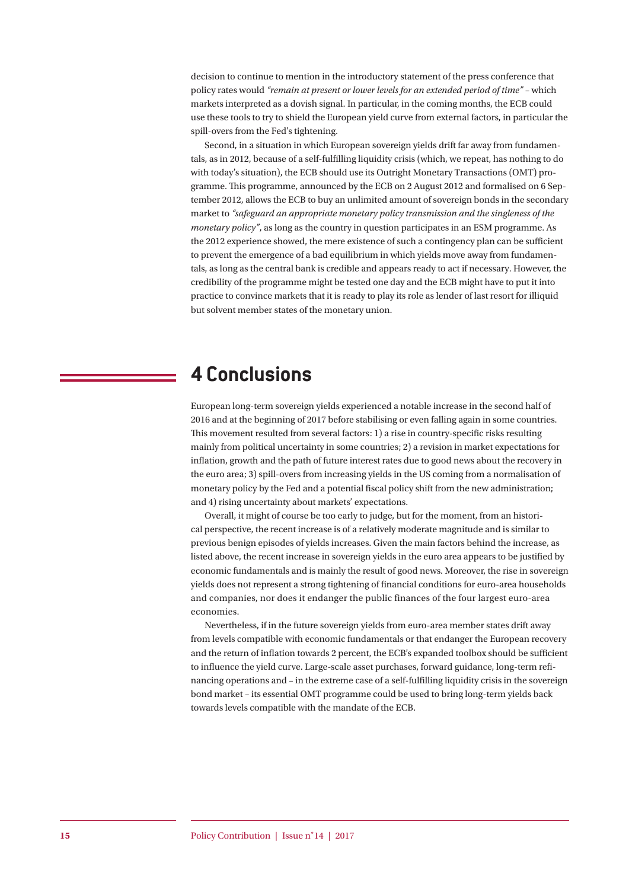decision to continue to mention in the introductory statement of the press conference that policy rates would *"remain at present or lower levels for an extended period of time"* – which markets interpreted as a dovish signal. In particular, in the coming months, the ECB could use these tools to try to shield the European yield curve from external factors, in particular the spill-overs from the Fed's tightening.

Second, in a situation in which European sovereign yields drift far away from fundamentals, as in 2012, because of a self-fulfilling liquidity crisis (which, we repeat, has nothing to do with today's situation), the ECB should use its Outright Monetary Transactions (OMT) programme. This programme, announced by the ECB on 2 August 2012 and formalised on 6 September 2012, allows the ECB to buy an unlimited amount of sovereign bonds in the secondary market to *"safeguard an appropriate monetary policy transmission and the singleness of the monetary policy"*, as long as the country in question participates in an ESM programme. As the 2012 experience showed, the mere existence of such a contingency plan can be sufficient to prevent the emergence of a bad equilibrium in which yields move away from fundamentals, as long as the central bank is credible and appears ready to act if necessary. However, the credibility of the programme might be tested one day and the ECB might have to put it into practice to convince markets that it is ready to play its role as lender of last resort for illiquid but solvent member states of the monetary union.

# 4 Conclusions

European long-term sovereign yields experienced a notable increase in the second half of 2016 and at the beginning of 2017 before stabilising or even falling again in some countries. This movement resulted from several factors: 1) a rise in country-specific risks resulting mainly from political uncertainty in some countries; 2) a revision in market expectations for inflation, growth and the path of future interest rates due to good news about the recovery in the euro area; 3) spill-overs from increasing yields in the US coming from a normalisation of monetary policy by the Fed and a potential fiscal policy shift from the new administration; and 4) rising uncertainty about markets' expectations.

Overall, it might of course be too early to judge, but for the moment, from an historical perspective, the recent increase is of a relatively moderate magnitude and is similar to previous benign episodes of yields increases. Given the main factors behind the increase, as listed above, the recent increase in sovereign yields in the euro area appears to be justified by economic fundamentals and is mainly the result of good news. Moreover, the rise in sovereign yields does not represent a strong tightening of financial conditions for euro-area households and companies, nor does it endanger the public finances of the four largest euro-area economies.

Nevertheless, if in the future sovereign yields from euro-area member states drift away from levels compatible with economic fundamentals or that endanger the European recovery and the return of inflation towards 2 percent, the ECB's expanded toolbox should be sufficient to influence the yield curve. Large-scale asset purchases, forward guidance, long-term refinancing operations and – in the extreme case of a self-fulfilling liquidity crisis in the sovereign bond market – its essential OMT programme could be used to bring long-term yields back towards levels compatible with the mandate of the ECB.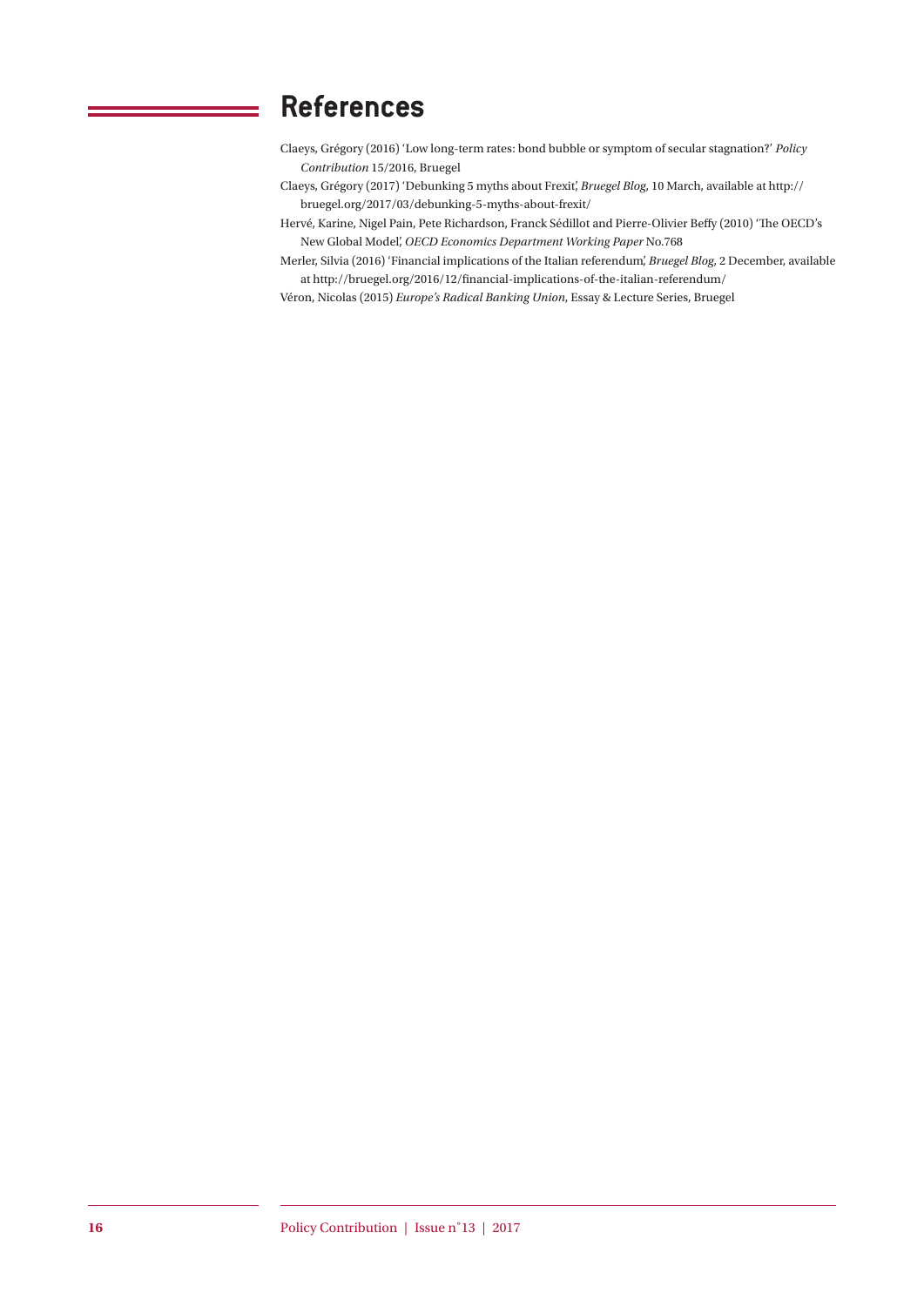# References

Claeys, Grégory (2016) 'Low long-term rates: bond bubble or symptom of secular stagnation?' *Policy Contribution* 15/2016, Bruegel

Claeys, Grégory (2017) 'Debunking 5 myths about Frexit', *Bruegel Blog*, 10 March, available at http://bruegel.org/2017/03/debunking-5-myths-about-frexit/

Hervé, Karine, Nigel Pain, Pete Richardson, Franck Sédillot and Pierre-Olivier Beffy (2010) 'The OECD's New Global Model', *OECD Economics Department Working Paper* No.768

Merler, Silvia (2016) 'Financial implications of the Italian referendum', *Bruegel Blog*, 2 December, available at http://bruegel.org/2016/12/financial-implications-of-the-italian-referendum/

Véron, Nicolas (2015) *Europe's Radical Banking Union*, Essay & Lecture Series, Bruegel